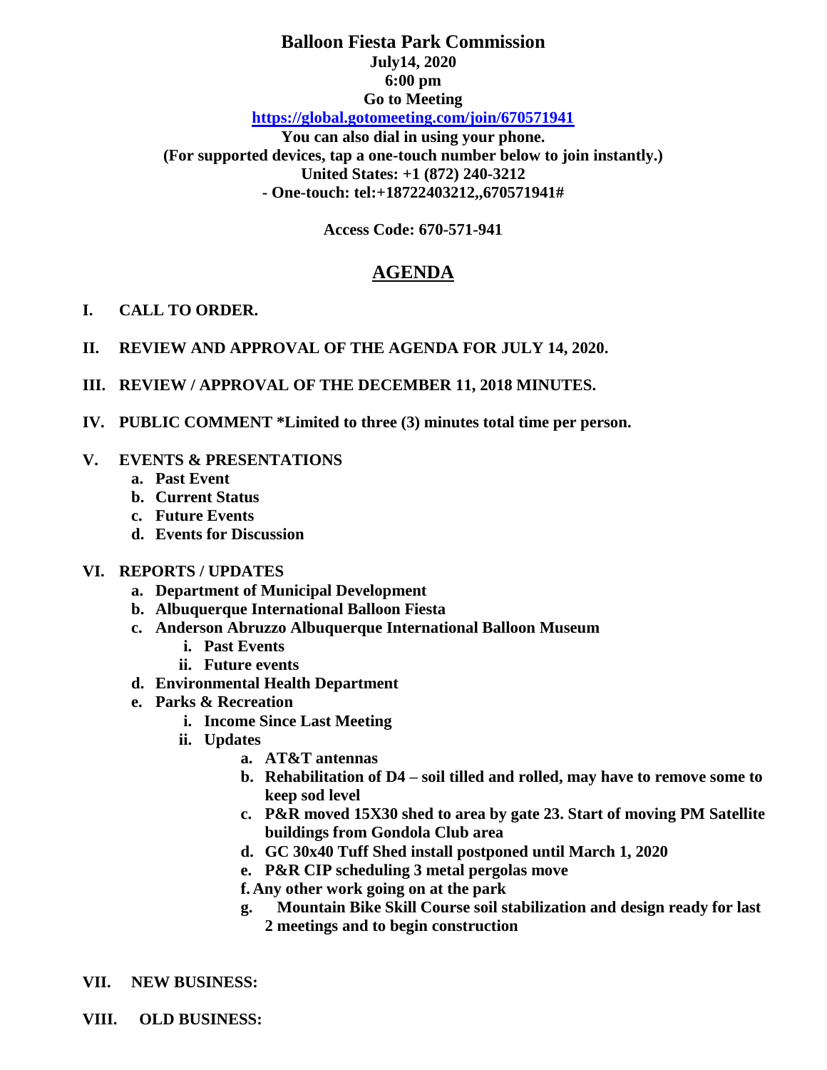# Balloon Fiesta Park Commission

**July14, 2020**
**6:00 pm**
**Go to Meeting**
**https://global.gotomeeting.com/join/670571941**
**You can also dial in using your phone.**
**(For supported devices, tap a one-touch number below to join instantly.)**
**United States: +1 (872) 240-3212**
**- One-touch: tel:+18722403212,,670571941#**

**Access Code: 670-571-941**

## AGENDA

**I. CALL TO ORDER.**

**II. REVIEW AND APPROVAL OF THE AGENDA FOR JULY 14, 2020.**

**III. REVIEW / APPROVAL OF THE DECEMBER 11, 2018 MINUTES.**

**IV. PUBLIC COMMENT *Limited to three (3) minutes total time per person.**

**V. EVENTS & PRESENTATIONS**
- **a. Past Event**
- **b. Current Status**
- **c. Future Events**
- **d. Events for Discussion**

**VI. REPORTS / UPDATES**
- **a. Department of Municipal Development**
- **b. Albuquerque International Balloon Fiesta**
- **c. Anderson Abruzzo Albuquerque International Balloon Museum**
  - **i. Past Events**
  - **ii. Future events**
- **d. Environmental Health Department**
- **e. Parks & Recreation**
  - **i. Income Since Last Meeting**
  - **ii. Updates**
    - **a. AT&T antennas**
    - **b. Rehabilitation of D4 – soil tilled and rolled, may have to remove some to keep sod level**
    - **c. P&R moved 15X30 shed to area by gate 23. Start of moving PM Satellite buildings from Gondola Club area**
    - **d. GC 30x40 Tuff Shed install postponed until March 1, 2020**
    - **e. P&R CIP scheduling 3 metal pergolas move**
    - **f. Any other work going on at the park**
    - **g. Mountain Bike Skill Course soil stabilization and design ready for last 2 meetings and to begin construction**

**VII. NEW BUSINESS:**

**VIII. OLD BUSINESS:**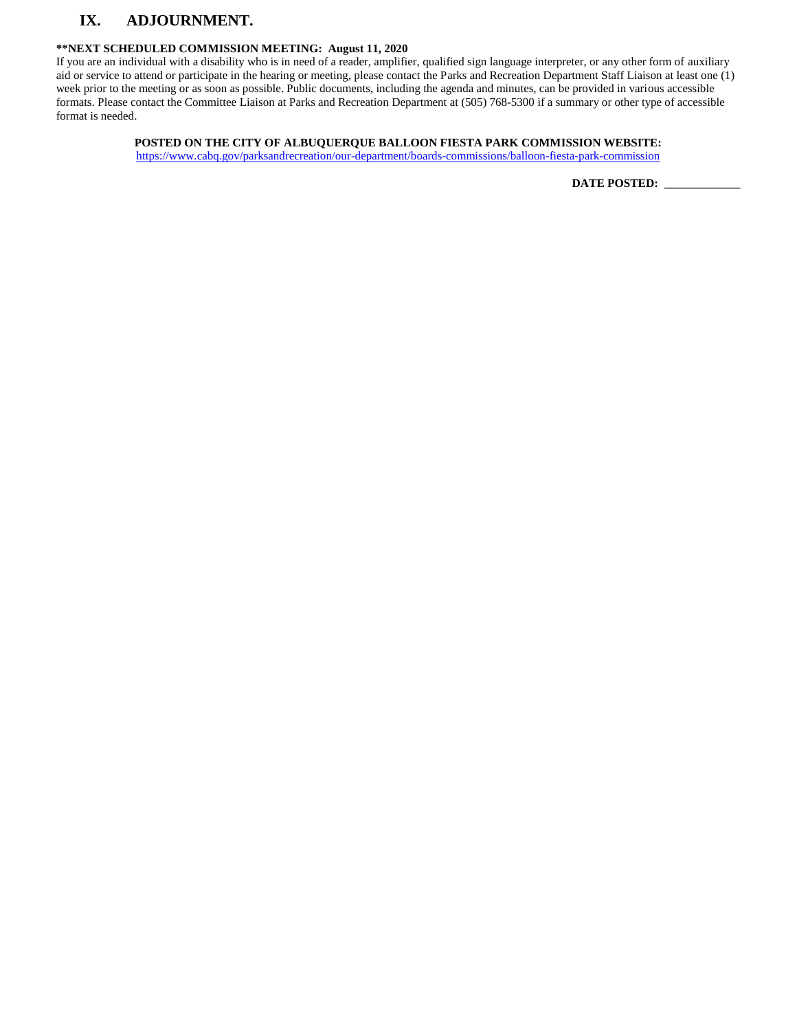## IX. ADJOURNMENT.

**\*\*NEXT SCHEDULED COMMISSION MEETING: August 11, 2020**

If you are an individual with a disability who is in need of a reader, amplifier, qualified sign language interpreter, or any other form of auxiliary aid or service to attend or participate in the hearing or meeting, please contact the Parks and Recreation Department Staff Liaison at least one (1) week prior to the meeting or as soon as possible. Public documents, including the agenda and minutes, can be provided in various accessible formats. Please contact the Committee Liaison at Parks and Recreation Department at (505) 768-5300 if a summary or other type of accessible format is needed.

**POSTED ON THE CITY OF ALBUQUERQUE BALLOON FIESTA PARK COMMISSION WEBSITE:**
https://www.cabq.gov/parksandrecreation/our-department/boards-commissions/balloon-fiesta-park-commission

**DATE POSTED:** _____________